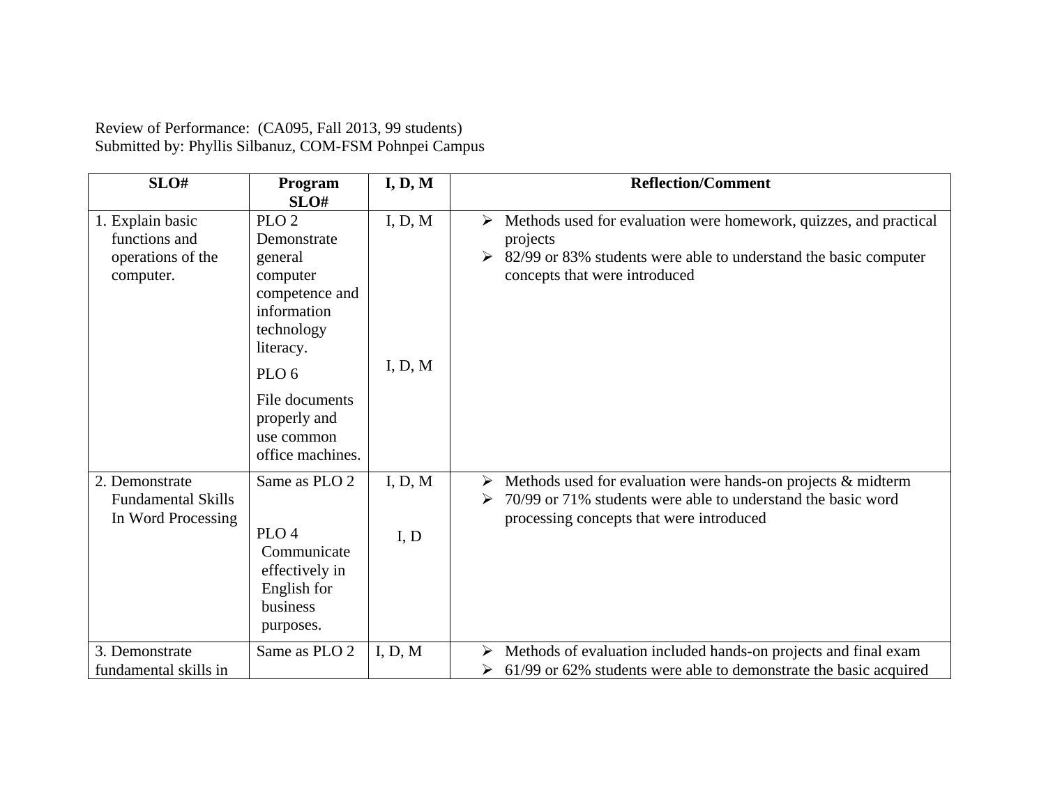Review of Performance: (CA095, Fall 2013, 99 students)
Submitted by: Phyllis Silbanuz, COM-FSM Pohnpei Campus

| SLO# | Program SLO# | I, D, M | Reflection/Comment |
|---|---|---|---|
| 1. Explain basic functions and operations of the computer. | PLO 2 Demonstrate general computer competence and information technology literacy.<br><br>PLO 6<br><br>File documents properly and use common office machines. | I, D, M<br><br>I, D, M | ➢ Methods used for evaluation were homework, quizzes, and practical projects<br>➢ 82/99 or 83% students were able to understand the basic computer concepts that were introduced |
| 2. Demonstrate Fundamental Skills In Word Processing | Same as PLO 2<br><br>PLO 4 Communicate effectively in English for business purposes. | I, D, M<br><br>I, D | ➢ Methods used for evaluation were hands-on projects & midterm<br>➢ 70/99 or 71% students were able to understand the basic word processing concepts that were introduced |
| 3. Demonstrate fundamental skills in | Same as PLO 2 | I, D, M | ➢ Methods of evaluation included hands-on projects and final exam<br>➢ 61/99 or 62% students were able to demonstrate the basic acquired |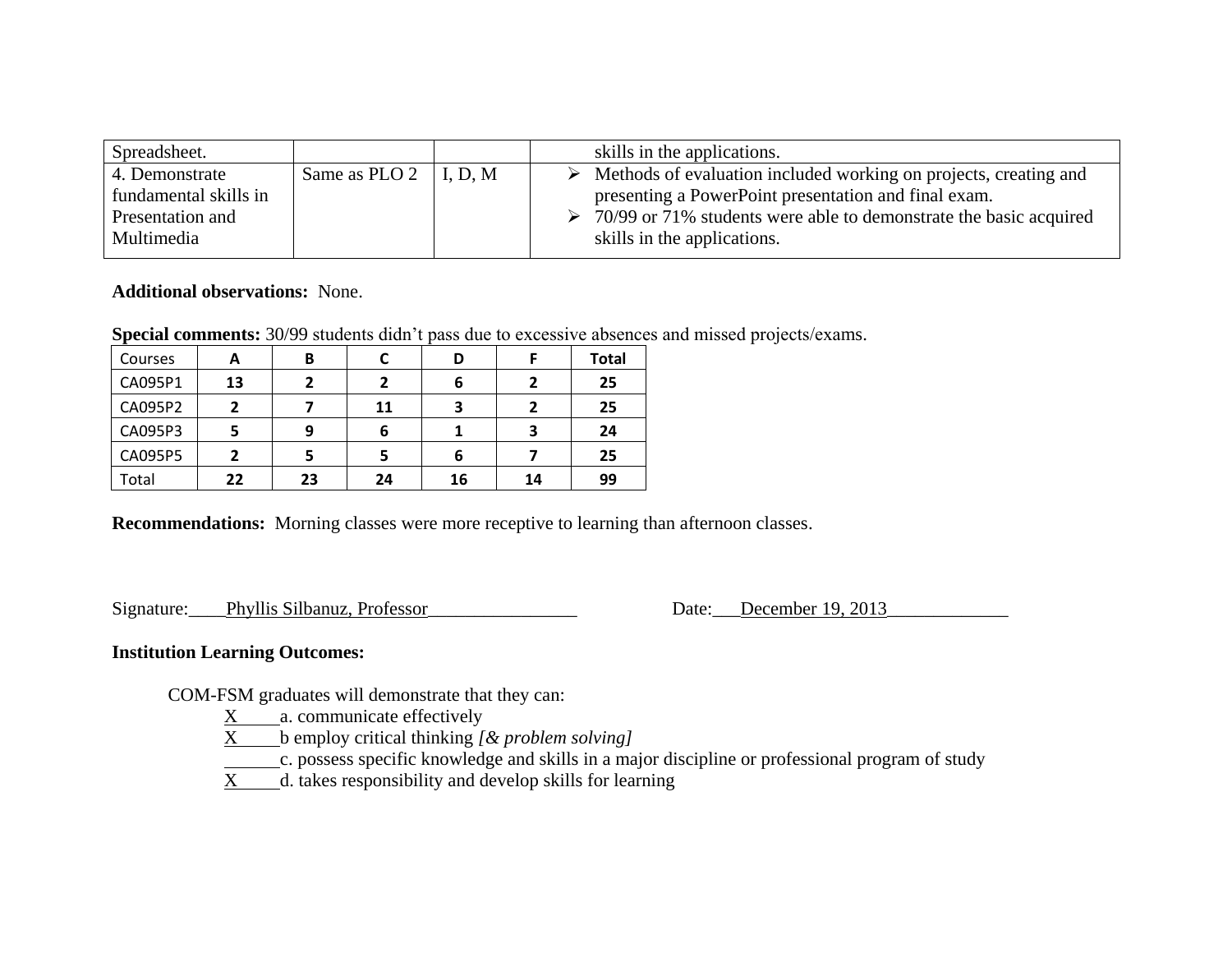| Spreadsheet. | | | skills in the applications. |
|---|---|---|---|
| 4. Demonstrate fundamental skills in Presentation and Multimedia | Same as PLO 2 | I, D, M | ➢ Methods of evaluation included working on projects, creating and presenting a PowerPoint presentation and final exam.<br>➢ 70/99 or 71% students were able to demonstrate the basic acquired skills in the applications. |

**Additional observations:** None.

**Special comments:** 30/99 students didn't pass due to excessive absences and missed projects/exams.

| Courses | A | B | C | D | F | Total |
|---|---|---|---|---|---|---|
| CA095P1 | 13 | 2 | 2 | 6 | 2 | 25 |
| CA095P2 | 2 | 7 | 11 | 3 | 2 | 25 |
| CA095P3 | 5 | 9 | 6 | 1 | 3 | 24 |
| CA095P5 | 2 | 5 | 5 | 6 | 7 | 25 |
| Total | 22 | 23 | 24 | 16 | 14 | 99 |

**Recommendations:** Morning classes were more receptive to learning than afternoon classes.

Signature:____Phyllis Silbanuz, Professor________________ Date:___December 19, 2013_____________

**Institution Learning Outcomes:**

COM-FSM graduates will demonstrate that they can:

X____a. communicate effectively

X____b employ critical thinking *[& problem solving]*

______c. possess specific knowledge and skills in a major discipline or professional program of study

X____d. takes responsibility and develop skills for learning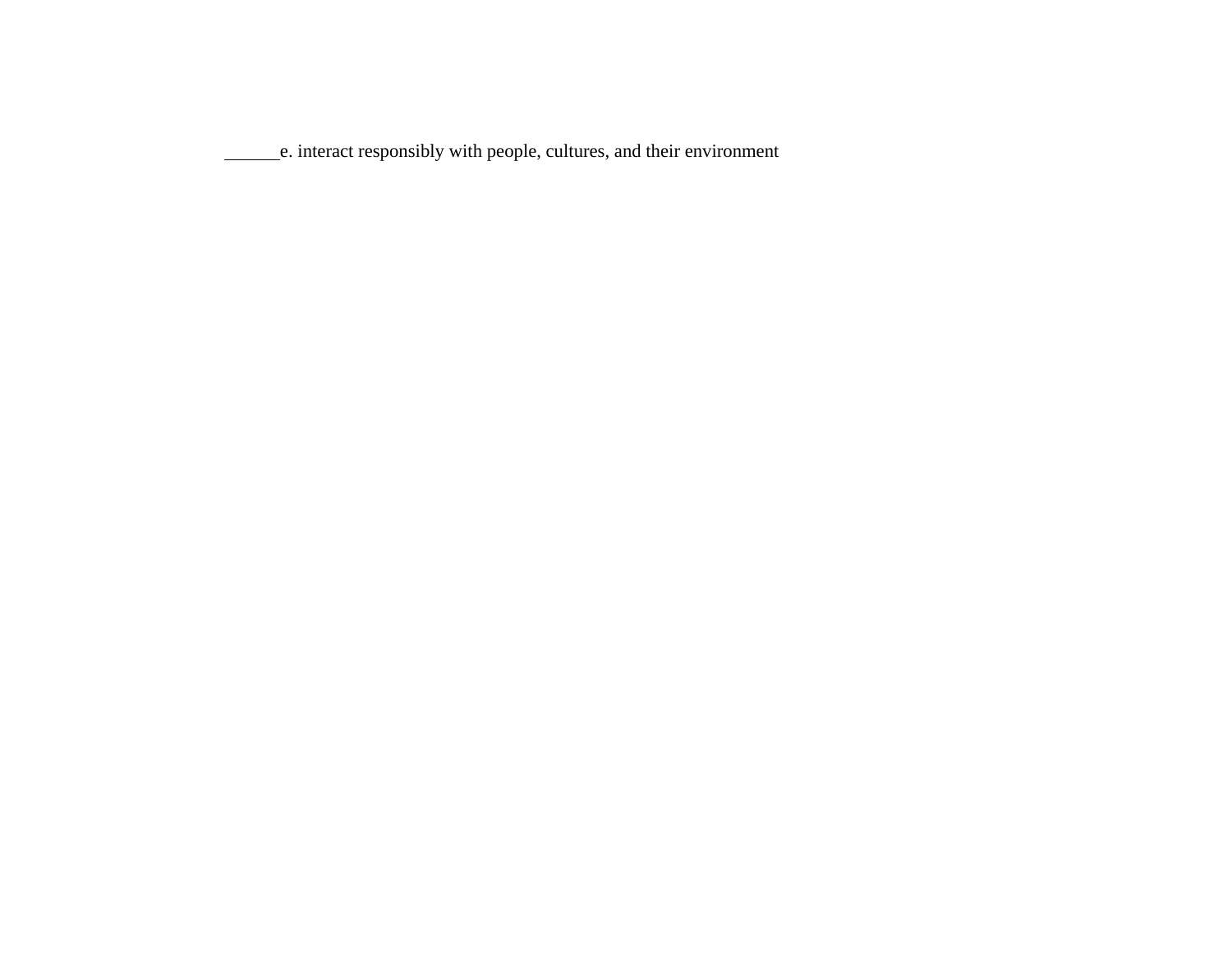______e. interact responsibly with people, cultures, and their environment